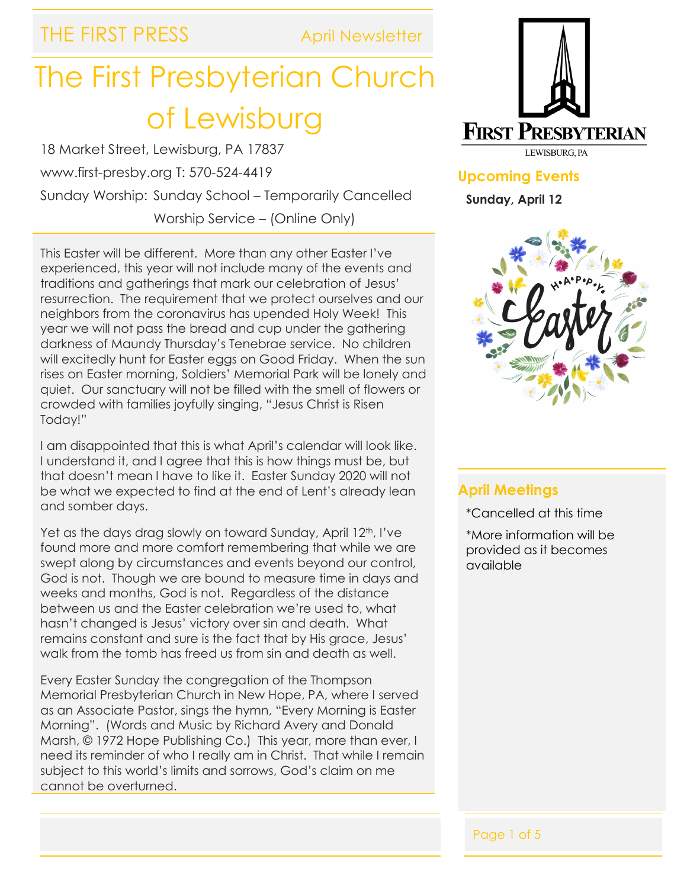THE FIRST PRESS — April Newsletter

# The First Presbyterian Church of Lewisburg

18 Market Street, Lewisburg, PA 17837

www.first-presby.org T: 570-524-4419

Sunday Worship: Sunday School – Temporarily Cancelled

Worship Service – (Online Only)

This Easter will be different. More than any other Easter I've experienced, this year will not include many of the events and traditions and gatherings that mark our celebration of Jesus' resurrection. The requirement that we protect ourselves and our neighbors from the coronavirus has upended Holy Week! This year we will not pass the bread and cup under the gathering darkness of Maundy Thursday's Tenebrae service. No children will excitedly hunt for Easter eggs on Good Friday. When the sun rises on Easter morning, Soldiers' Memorial Park will be lonely and quiet. Our sanctuary will not be filled with the smell of flowers or crowded with families joyfully singing, "Jesus Christ is Risen Today!"

I am disappointed that this is what April's calendar will look like. I understand it, and I agree that this is how things must be, but that doesn't mean I have to like it. Easter Sunday 2020 will not be what we expected to find at the end of Lent's already lean and somber days.

Yet as the days drag slowly on toward Sunday, April 12th, I've found more and more comfort remembering that while we are swept along by circumstances and events beyond our control, God is not. Though we are bound to measure time in days and weeks and months, God is not. Regardless of the distance between us and the Easter celebration we're used to, what hasn't changed is Jesus' victory over sin and death. What remains constant and sure is the fact that by His grace, Jesus' walk from the tomb has freed us from sin and death as well.

Every Easter Sunday the congregation of the Thompson Memorial Presbyterian Church in New Hope, PA, where I served as an Associate Pastor, sings the hymn, "Every Morning is Easter Morning". (Words and Music by Richard Avery and Donald Marsh, © 1972 Hope Publishing Co.) This year, more than ever, I need its reminder of who I really am in Christ. That while I remain subject to this world's limits and sorrows, God's claim on me cannot be overturned.

FIRST PRESBYTERIAN
LEWISBURG, PA

## Upcoming Events

**Sunday, April 12**

Happy Easter

## April Meetings

*Cancelled at this time

*More information will be provided as it becomes available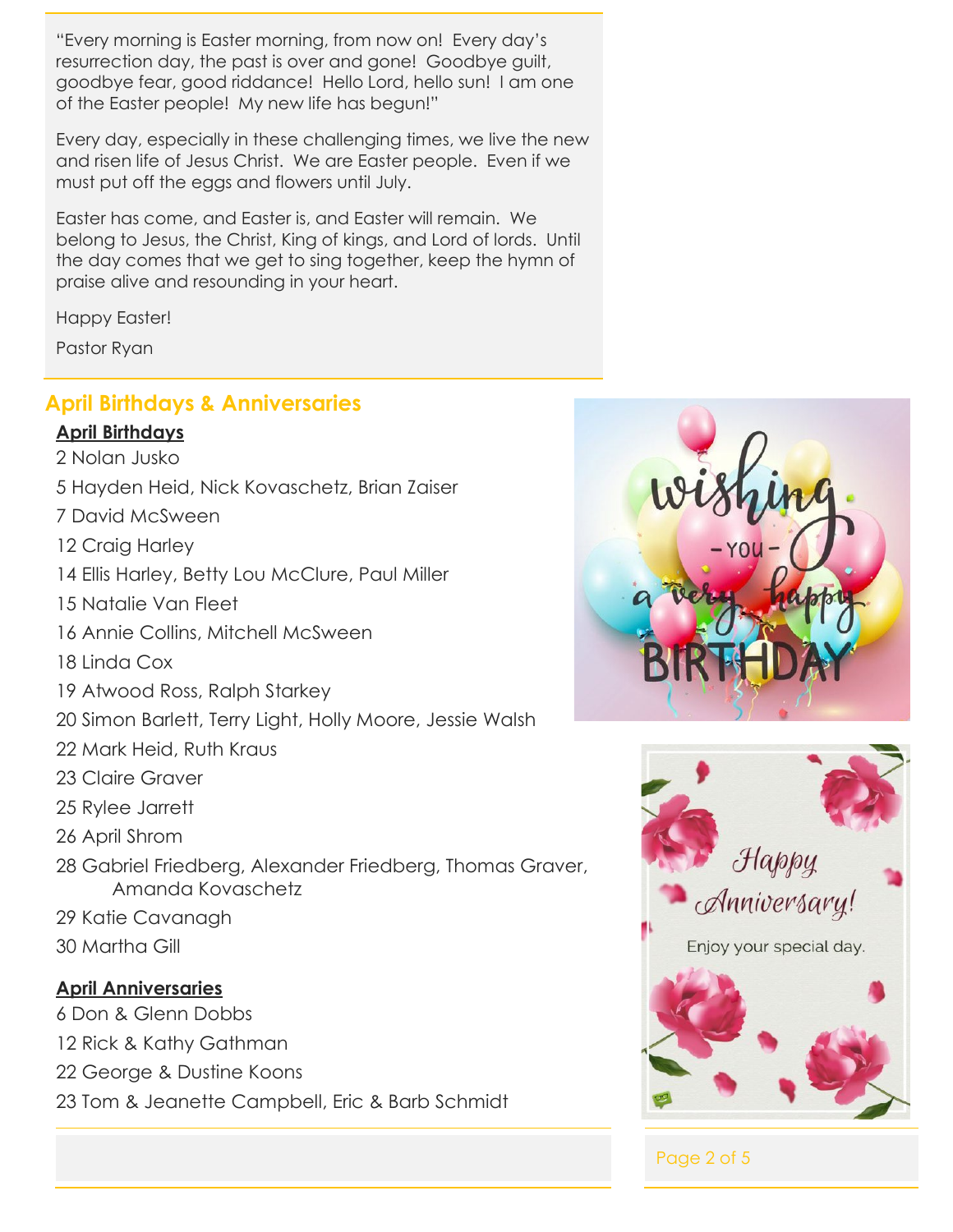"Every morning is Easter morning, from now on! Every day's resurrection day, the past is over and gone! Goodbye guilt, goodbye fear, good riddance! Hello Lord, hello sun! I am one of the Easter people! My new life has begun!"

Every day, especially in these challenging times, we live the new and risen life of Jesus Christ. We are Easter people. Even if we must put off the eggs and flowers until July.

Easter has come, and Easter is, and Easter will remain. We belong to Jesus, the Christ, King of kings, and Lord of lords. Until the day comes that we get to sing together, keep the hymn of praise alive and resounding in your heart.

Happy Easter!

Pastor Ryan

## April Birthdays & Anniversaries

**April Birthdays**

2 Nolan Jusko

5 Hayden Heid, Nick Kovaschetz, Brian Zaiser

7 David McSween

12 Craig Harley

14 Ellis Harley, Betty Lou McClure, Paul Miller

15 Natalie Van Fleet

16 Annie Collins, Mitchell McSween

18 Linda Cox

19 Atwood Ross, Ralph Starkey

20 Simon Barlett, Terry Light, Holly Moore, Jessie Walsh

22 Mark Heid, Ruth Kraus

23 Claire Graver

25 Rylee Jarrett

26 April Shrom

28 Gabriel Friedberg, Alexander Friedberg, Thomas Graver, Amanda Kovaschetz

29 Katie Cavanagh

30 Martha Gill

**April Anniversaries**

6 Don & Glenn Dobbs

12 Rick & Kathy Gathman

22 George & Dustine Koons

23 Tom & Jeanette Campbell, Eric & Barb Schmidt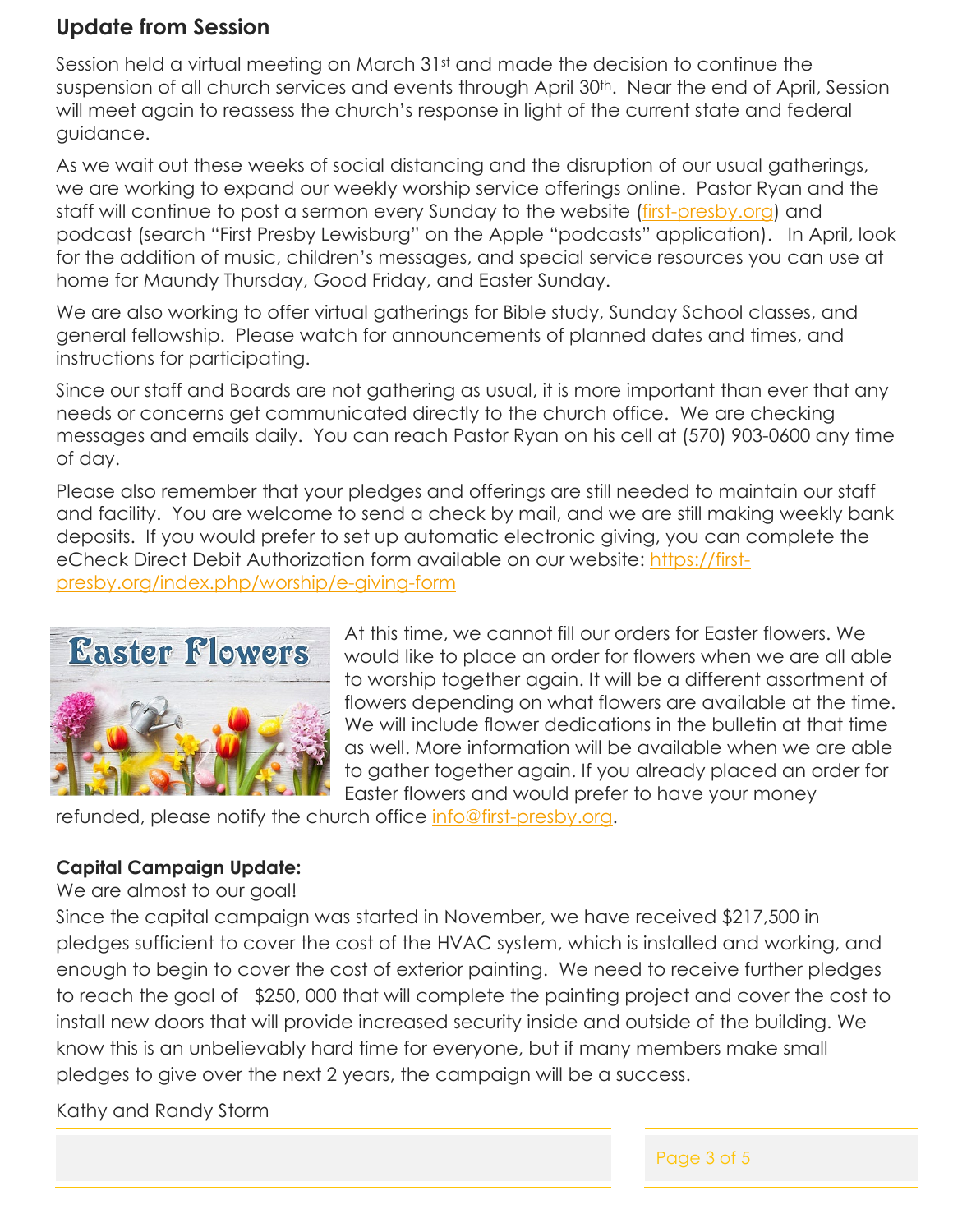## Update from Session

Session held a virtual meeting on March 31st and made the decision to continue the suspension of all church services and events through April 30th. Near the end of April, Session will meet again to reassess the church's response in light of the current state and federal guidance.

As we wait out these weeks of social distancing and the disruption of our usual gatherings, we are working to expand our weekly worship service offerings online. Pastor Ryan and the staff will continue to post a sermon every Sunday to the website (first-presby.org) and podcast (search "First Presby Lewisburg" on the Apple "podcasts" application). In April, look for the addition of music, children's messages, and special service resources you can use at home for Maundy Thursday, Good Friday, and Easter Sunday.

We are also working to offer virtual gatherings for Bible study, Sunday School classes, and general fellowship. Please watch for announcements of planned dates and times, and instructions for participating.

Since our staff and Boards are not gathering as usual, it is more important than ever that any needs or concerns get communicated directly to the church office. We are checking messages and emails daily. You can reach Pastor Ryan on his cell at (570) 903-0600 any time of day.

Please also remember that your pledges and offerings are still needed to maintain our staff and facility. You are welcome to send a check by mail, and we are still making weekly bank deposits. If you would prefer to set up automatic electronic giving, you can complete the eCheck Direct Debit Authorization form available on our website: https://first-presby.org/index.php/worship/e-giving-form

**Easter Flowers**

At this time, we cannot fill our orders for Easter flowers. We would like to place an order for flowers when we are all able to worship together again. It will be a different assortment of flowers depending on what flowers are available at the time. We will include flower dedications in the bulletin at that time as well. More information will be available when we are able to gather together again. If you already placed an order for Easter flowers and would prefer to have your money refunded, please notify the church office info@first-presby.org.

**Capital Campaign Update:**

We are almost to our goal!

Since the capital campaign was started in November, we have received $217,500 in pledges sufficient to cover the cost of the HVAC system, which is installed and working, and enough to begin to cover the cost of exterior painting. We need to receive further pledges to reach the goal of $250, 000 that will complete the painting project and cover the cost to install new doors that will provide increased security inside and outside of the building. We know this is an unbelievably hard time for everyone, but if many members make small pledges to give over the next 2 years, the campaign will be a success.

Kathy and Randy Storm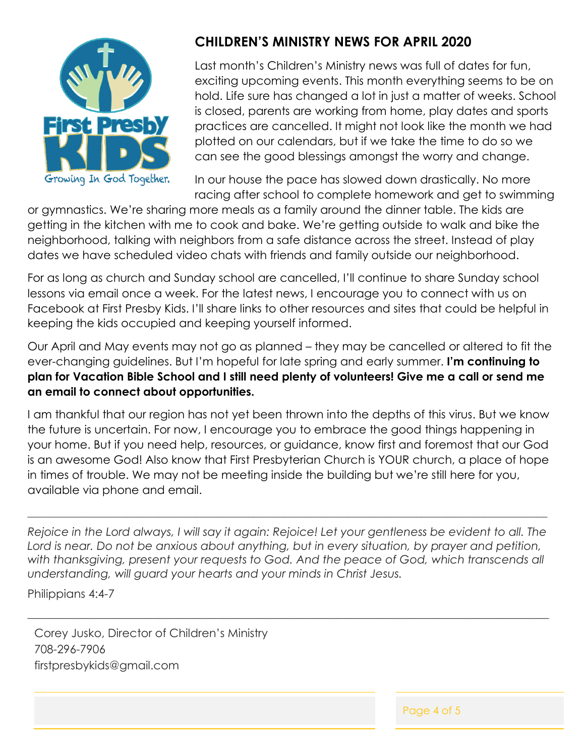## CHILDREN'S MINISTRY NEWS FOR APRIL 2020

Last month's Children's Ministry news was full of dates for fun, exciting upcoming events. This month everything seems to be on hold. Life sure has changed a lot in just a matter of weeks. School is closed, parents are working from home, play dates and sports practices are cancelled. It might not look like the month we had plotted on our calendars, but if we take the time to do so we can see the good blessings amongst the worry and change.

In our house the pace has slowed down drastically. No more racing after school to complete homework and get to swimming or gymnastics. We're sharing more meals as a family around the dinner table. The kids are getting in the kitchen with me to cook and bake. We're getting outside to walk and bike the neighborhood, talking with neighbors from a safe distance across the street. Instead of play dates we have scheduled video chats with friends and family outside our neighborhood.

For as long as church and Sunday school are cancelled, I'll continue to share Sunday school lessons via email once a week. For the latest news, I encourage you to connect with us on Facebook at First Presby Kids. I'll share links to other resources and sites that could be helpful in keeping the kids occupied and keeping yourself informed.

Our April and May events may not go as planned – they may be cancelled or altered to fit the ever-changing guidelines. But I'm hopeful for late spring and early summer. **I'm continuing to plan for Vacation Bible School and I still need plenty of volunteers! Give me a call or send me an email to connect about opportunities.**

I am thankful that our region has not yet been thrown into the depths of this virus. But we know the future is uncertain. For now, I encourage you to embrace the good things happening in your home. But if you need help, resources, or guidance, know first and foremost that our God is an awesome God! Also know that First Presbyterian Church is YOUR church, a place of hope in times of trouble. We may not be meeting inside the building but we're still here for you, available via phone and email.

---

*Rejoice in the Lord always, I will say it again: Rejoice! Let your gentleness be evident to all. The Lord is near. Do not be anxious about anything, but in every situation, by prayer and petition, with thanksgiving, present your requests to God. And the peace of God, which transcends all understanding, will guard your hearts and your minds in Christ Jesus.*

Philippians 4:4-7

---

Corey Jusko, Director of Children's Ministry
708-296-7906
firstpresbykids@gmail.com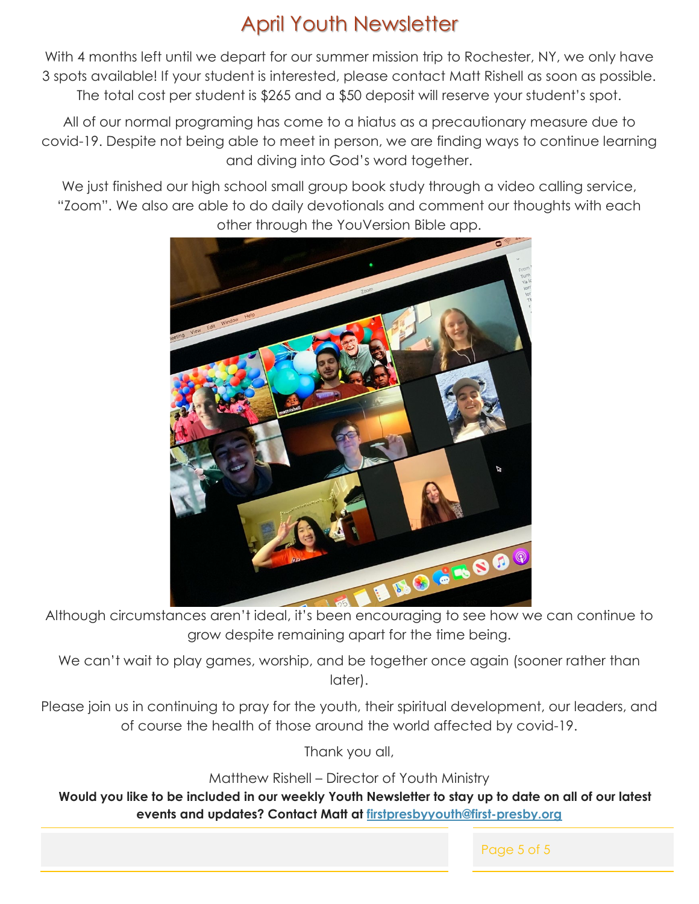# April Youth Newsletter

With 4 months left until we depart for our summer mission trip to Rochester, NY, we only have 3 spots available! If your student is interested, please contact Matt Rishell as soon as possible. The total cost per student is $265 and a $50 deposit will reserve your student's spot.

All of our normal programing has come to a hiatus as a precautionary measure due to covid-19. Despite not being able to meet in person, we are finding ways to continue learning and diving into God's word together.

We just finished our high school small group book study through a video calling service, "Zoom". We also are able to do daily devotionals and comment our thoughts with each other through the YouVersion Bible app.

Although circumstances aren't ideal, it's been encouraging to see how we can continue to grow despite remaining apart for the time being.

We can't wait to play games, worship, and be together once again (sooner rather than later).

Please join us in continuing to pray for the youth, their spiritual development, our leaders, and of course the health of those around the world affected by covid-19.

Thank you all,

Matthew Rishell – Director of Youth Ministry

**Would you like to be included in our weekly Youth Newsletter to stay up to date on all of our latest events and updates? Contact Matt at [firstpresbyyouth@first-presby.org](mailto:firstpresbyyouth@first-presby.org)**